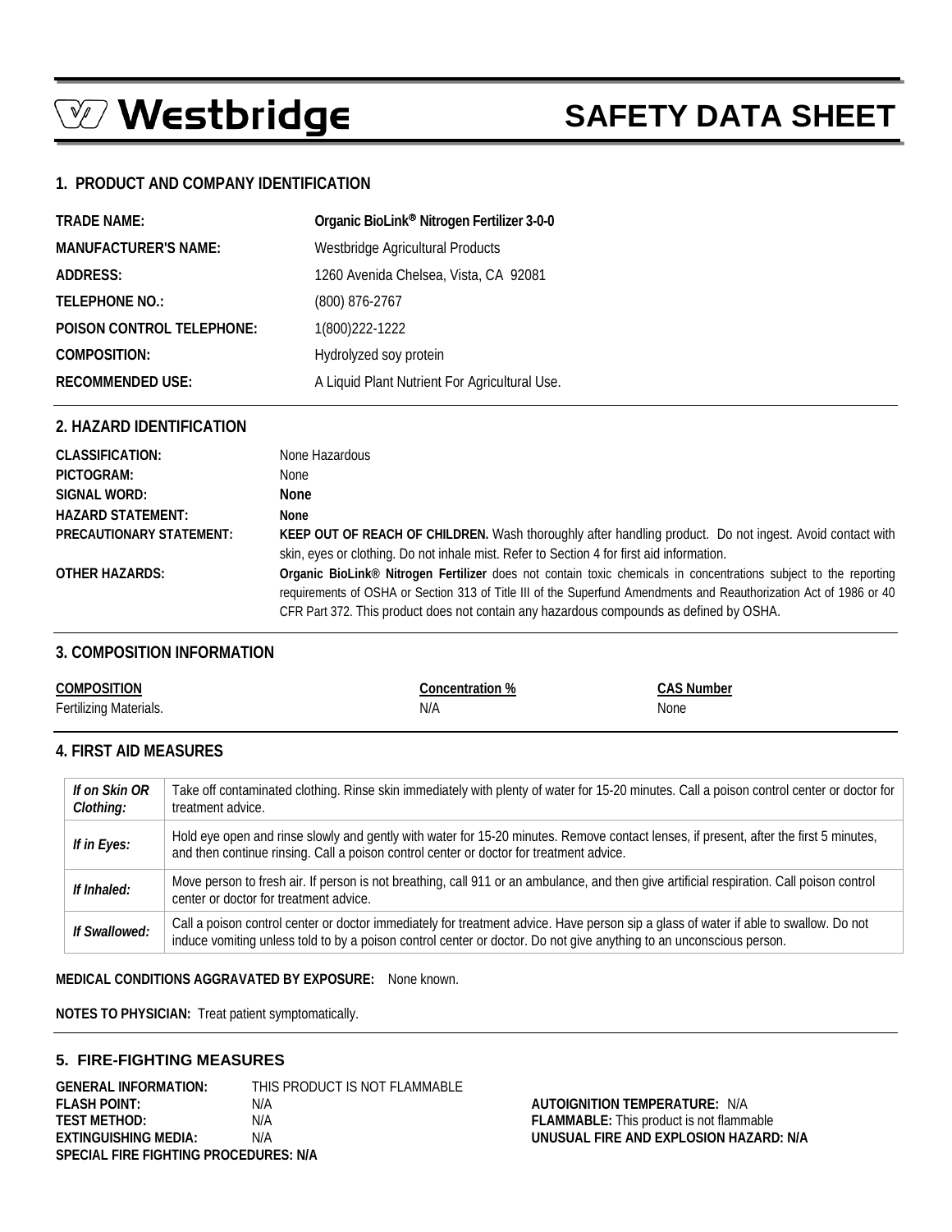# Westbridge SAFETY DATA SHEET

## 1. PRODUCT AND COMPANY IDENTIFICATION

| | |
|---|---|
| **TRADE NAME:** | **Organic BioLink® Nitrogen Fertilizer 3-0-0** |
| **MANUFACTURER'S NAME:** | Westbridge Agricultural Products |
| **ADDRESS:** | 1260 Avenida Chelsea, Vista, CA 92081 |
| **TELEPHONE NO.:** | (800) 876-2767 |
| **POISON CONTROL TELEPHONE:** | 1(800)222-1222 |
| **COMPOSITION:** | Hydrolyzed soy protein |
| **RECOMMENDED USE:** | A Liquid Plant Nutrient For Agricultural Use. |

## 2. HAZARD IDENTIFICATION

**CLASSIFICATION:** None Hazardous

**PICTOGRAM:** None

**SIGNAL WORD:** **None**

**HAZARD STATEMENT:** **None**

**PRECAUTIONARY STATEMENT:** **KEEP OUT OF REACH OF CHILDREN.** Wash thoroughly after handling product. Do not ingest. Avoid contact with skin, eyes or clothing. Do not inhale mist. Refer to Section 4 for first aid information.

**OTHER HAZARDS:** **Organic BioLink® Nitrogen Fertilizer** does not contain toxic chemicals in concentrations subject to the reporting requirements of OSHA or Section 313 of Title III of the Superfund Amendments and Reauthorization Act of 1986 or 40 CFR Part 372. This product does not contain any hazardous compounds as defined by OSHA.

## 3. COMPOSITION INFORMATION

| COMPOSITION | Concentration % | CAS Number |
|---|---|---|
| Fertilizing Materials. | N/A | None |

## 4. FIRST AID MEASURES

| | |
|---|---|
| *If on Skin OR Clothing:* | Take off contaminated clothing. Rinse skin immediately with plenty of water for 15-20 minutes. Call a poison control center or doctor for treatment advice. |
| *If in Eyes:* | Hold eye open and rinse slowly and gently with water for 15-20 minutes. Remove contact lenses, if present, after the first 5 minutes, and then continue rinsing. Call a poison control center or doctor for treatment advice. |
| *If Inhaled:* | Move person to fresh air. If person is not breathing, call 911 or an ambulance, and then give artificial respiration. Call poison control center or doctor for treatment advice. |
| *If Swallowed:* | Call a poison control center or doctor immediately for treatment advice. Have person sip a glass of water if able to swallow. Do not induce vomiting unless told to by a poison control center or doctor. Do not give anything to an unconscious person. |

**MEDICAL CONDITIONS AGGRAVATED BY EXPOSURE:** None known.

**NOTES TO PHYSICIAN:** Treat patient symptomatically.

## 5. FIRE-FIGHTING MEASURES

**GENERAL INFORMATION:** THIS PRODUCT IS NOT FLAMMABLE

**FLASH POINT:** N/A

**TEST METHOD:** N/A

**EXTINGUISHING MEDIA:** N/A

**SPECIAL FIRE FIGHTING PROCEDURES: N/A**

**AUTOIGNITION TEMPERATURE:** N/A

**FLAMMABLE:** This product is not flammable

**UNUSUAL FIRE AND EXPLOSION HAZARD: N/A**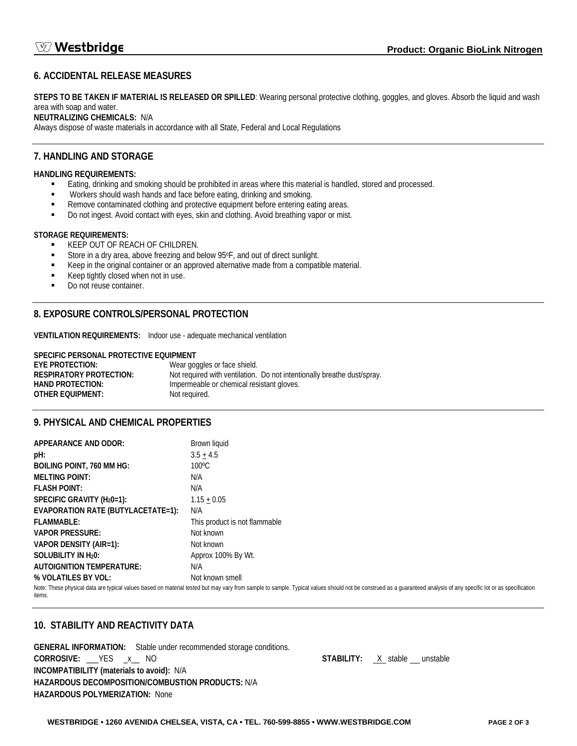## 6. ACCIDENTAL RELEASE MEASURES

**STEPS TO BE TAKEN IF MATERIAL IS RELEASED OR SPILLED**: Wearing personal protective clothing, goggles, and gloves. Absorb the liquid and wash area with soap and water.

**NEUTRALIZING CHEMICALS:** N/A

Always dispose of waste materials in accordance with all State, Federal and Local Regulations

## 7. HANDLING AND STORAGE

**HANDLING REQUIREMENTS:**

- Eating, drinking and smoking should be prohibited in areas where this material is handled, stored and processed.
- Workers should wash hands and face before eating, drinking and smoking.
- Remove contaminated clothing and protective equipment before entering eating areas.
- Do not ingest. Avoid contact with eyes, skin and clothing. Avoid breathing vapor or mist.

**STORAGE REQUIREMENTS:**

- KEEP OUT OF REACH OF CHILDREN.
- Store in a dry area, above freezing and below 95°F, and out of direct sunlight.
- Keep in the original container or an approved alternative made from a compatible material.
- Keep tightly closed when not in use.
- Do not reuse container.

## 8. EXPOSURE CONTROLS/PERSONAL PROTECTION

**VENTILATION REQUIREMENTS:** Indoor use - adequate mechanical ventilation

**SPECIFIC PERSONAL PROTECTIVE EQUIPMENT**

| | |
|---|---|
| **EYE PROTECTION:** | Wear goggles or face shield. |
| **RESPIRATORY PROTECTION:** | Not required with ventilation. Do not intentionally breathe dust/spray. |
| **HAND PROTECTION:** | Impermeable or chemical resistant gloves. |
| **OTHER EQUIPMENT:** | Not required. |

## 9. PHYSICAL AND CHEMICAL PROPERTIES

| | |
|---|---|
| **APPEARANCE AND ODOR:** | Brown liquid |
| **pH:** | $3.5 \pm 4.5$ |
| **BOILING POINT, 760 MM HG:** | 100ºC |
| **MELTING POINT:** | N/A |
| **FLASH POINT:** | N/A |
| **SPECIFIC GRAVITY ($H_20$=1):** | $1.15 \pm 0.05$ |
| **EVAPORATION RATE (BUTYLACETATE=1):** | N/A |
| **FLAMMABLE:** | This product is not flammable |
| **VAPOR PRESSURE:** | Not known |
| **VAPOR DENSITY (AIR=1):** | Not known |
| **SOLUBILITY IN $H_20$:** | Approx 100% By Wt. |
| **AUTOIGNITION TEMPERATURE:** | N/A |
| **% VOLATILES BY VOL:** | Not known smell |

Note: These physical data are typical values based on material tested but may vary from sample to sample. Typical values should not be construed as a guaranteed analysis of any specific lot or as specification items.

## 10. STABILITY AND REACTIVITY DATA

**GENERAL INFORMATION:** Stable under recommended storage conditions.

**CORROSIVE:** ___YES _x__ NO

**STABILITY:** _X_ stable __ unstable

**INCOMPATIBILITY (materials to avoid):** N/A

**HAZARDOUS DECOMPOSITION/COMBUSTION PRODUCTS:** N/A

**HAZARDOUS POLYMERIZATION:** None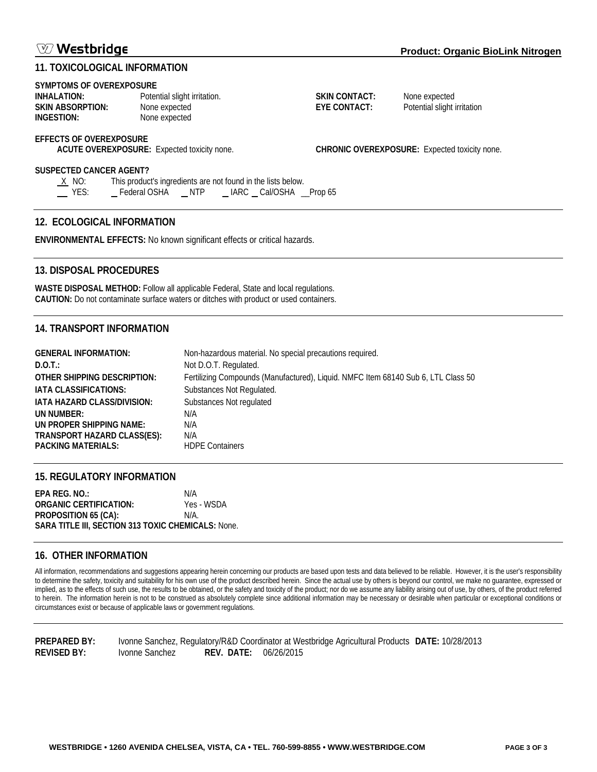## 11. TOXICOLOGICAL INFORMATION

**SYMPTOMS OF OVEREXPOSURE**

| | | | |
|---|---|---|---|
| **INHALATION:** | Potential slight irritation. | **SKIN CONTACT:** | None expected |
| **SKIN ABSORPTION:** | None expected | **EYE CONTACT:** | Potential slight irritation |
| **INGESTION:** | None expected | | |

**EFFECTS OF OVEREXPOSURE**

**ACUTE OVEREXPOSURE:** Expected toxicity none.

**CHRONIC OVEREXPOSURE:** Expected toxicity none.

**SUSPECTED CANCER AGENT?**

X NO: This product's ingredients are not found in the lists below.

__ YES: __ Federal OSHA __ NTP __ IARC __ Cal/OSHA __Prop 65

## 12. ECOLOGICAL INFORMATION

**ENVIRONMENTAL EFFECTS:** No known significant effects or critical hazards.

## 13. DISPOSAL PROCEDURES

**WASTE DISPOSAL METHOD:** Follow all applicable Federal, State and local regulations.
**CAUTION:** Do not contaminate surface waters or ditches with product or used containers.

## 14. TRANSPORT INFORMATION

| | |
|---|---|
| **GENERAL INFORMATION:** | Non-hazardous material. No special precautions required. |
| **D.O.T.:** | Not D.O.T. Regulated. |
| **OTHER SHIPPING DESCRIPTION:** | Fertilizing Compounds (Manufactured), Liquid. NMFC Item 68140 Sub 6, LTL Class 50 |
| **IATA CLASSIFICATIONS:** | Substances Not Regulated. |
| **IATA HAZARD CLASS/DIVISION:** | Substances Not regulated |
| **UN NUMBER:** | N/A |
| **UN PROPER SHIPPING NAME:** | N/A |
| **TRANSPORT HAZARD CLASS(ES):** | N/A |
| **PACKING MATERIALS:** | HDPE Containers |

## 15. REGULATORY INFORMATION

**EPA REG. NO.:** N/A
**ORGANIC CERTIFICATION:** Yes - WSDA
**PROPOSITION 65 (CA):** N/A.
**SARA TITLE III, SECTION 313 TOXIC CHEMICALS:** None.

## 16. OTHER INFORMATION

All information, recommendations and suggestions appearing herein concerning our products are based upon tests and data believed to be reliable. However, it is the user's responsibility to determine the safety, toxicity and suitability for his own use of the product described herein. Since the actual use by others is beyond our control, we make no guarantee, expressed or implied, as to the effects of such use, the results to be obtained, or the safety and toxicity of the product; nor do we assume any liability arising out of use, by others, of the product referred to herein. The information herein is not to be construed as absolutely complete since additional information may be necessary or desirable when particular or exceptional conditions or circumstances exist or because of applicable laws or government regulations.

**PREPARED BY:** Ivonne Sanchez, Regulatory/R&D Coordinator at Westbridge Agricultural Products **DATE:** 10/28/2013
**REVISED BY:** Ivonne Sanchez **REV. DATE:** 06/26/2015

WESTBRIDGE • 1260 AVENIDA CHELSEA, VISTA, CA • TEL. 760-599-8855 • WWW.WESTBRIDGE.COM